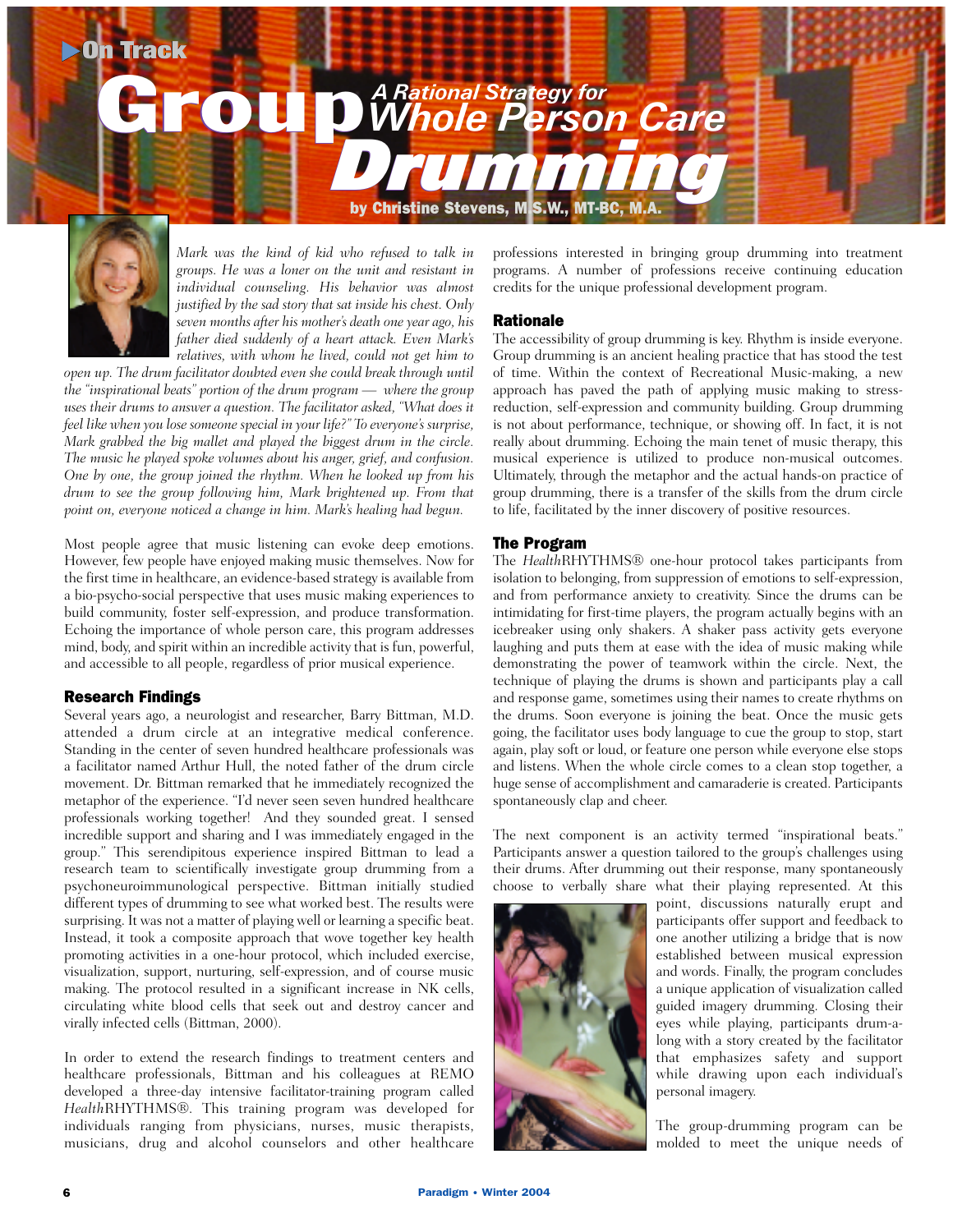On Track

# Group Drumming
## A Rational Strategy for Whole Person Care

by Christine Stevens, M.S.W., MT-BC, M.A.

*Mark was the kind of kid who refused to talk in groups. He was a loner on the unit and resistant in individual counseling. His behavior was almost justified by the sad story that sat inside his chest. Only seven months after his mother's death one year ago, his father died suddenly of a heart attack. Even Mark's relatives, with whom he lived, could not get him to open up. The drum facilitator doubted even she could break through until the "inspirational beats" portion of the drum program — where the group uses their drums to answer a question. The facilitator asked, "What does it feel like when you lose someone special in your life?" To everyone's surprise, Mark grabbed the big mallet and played the biggest drum in the circle. The music he played spoke volumes about his anger, grief, and confusion. One by one, the group joined the rhythm. When he looked up from his drum to see the group following him, Mark brightened up. From that point on, everyone noticed a change in him. Mark's healing had begun.*

Most people agree that music listening can evoke deep emotions. However, few people have enjoyed making music themselves. Now for the first time in healthcare, an evidence-based strategy is available from a bio-psycho-social perspective that uses music making experiences to build community, foster self-expression, and produce transformation. Echoing the importance of whole person care, this program addresses mind, body, and spirit within an incredible activity that is fun, powerful, and accessible to all people, regardless of prior musical experience.

### Research Findings

Several years ago, a neurologist and researcher, Barry Bittman, M.D. attended a drum circle at an integrative medical conference. Standing in the center of seven hundred healthcare professionals was a facilitator named Arthur Hull, the noted father of the drum circle movement. Dr. Bittman remarked that he immediately recognized the metaphor of the experience. "I'd never seen seven hundred healthcare professionals working together! And they sounded great. I sensed incredible support and sharing and I was immediately engaged in the group." This serendipitous experience inspired Bittman to lead a research team to scientifically investigate group drumming from a psychoneuroimmunological perspective. Bittman initially studied different types of drumming to see what worked best. The results were surprising. It was not a matter of playing well or learning a specific beat. Instead, it took a composite approach that wove together key health promoting activities in a one-hour protocol, which included exercise, visualization, support, nurturing, self-expression, and of course music making. The protocol resulted in a significant increase in NK cells, circulating white blood cells that seek out and destroy cancer and virally infected cells (Bittman, 2000).

In order to extend the research findings to treatment centers and healthcare professionals, Bittman and his colleagues at REMO developed a three-day intensive facilitator-training program called *Health*RHYTHMS®. This training program was developed for individuals ranging from physicians, nurses, music therapists, musicians, drug and alcohol counselors and other healthcare professions interested in bringing group drumming into treatment programs. A number of professions receive continuing education credits for the unique professional development program.

### Rationale

The accessibility of group drumming is key. Rhythm is inside everyone. Group drumming is an ancient healing practice that has stood the test of time. Within the context of Recreational Music-making, a new approach has paved the path of applying music making to stress-reduction, self-expression and community building. Group drumming is not about performance, technique, or showing off. In fact, it is not really about drumming. Echoing the main tenet of music therapy, this musical experience is utilized to produce non-musical outcomes. Ultimately, through the metaphor and the actual hands-on practice of group drumming, there is a transfer of the skills from the drum circle to life, facilitated by the inner discovery of positive resources.

### The Program

The *Health*RHYTHMS® one-hour protocol takes participants from isolation to belonging, from suppression of emotions to self-expression, and from performance anxiety to creativity. Since the drums can be intimidating for first-time players, the program actually begins with an icebreaker using only shakers. A shaker pass activity gets everyone laughing and puts them at ease with the idea of music making while demonstrating the power of teamwork within the circle. Next, the technique of playing the drums is shown and participants play a call and response game, sometimes using their names to create rhythms on the drums. Soon everyone is joining the beat. Once the music gets going, the facilitator uses body language to cue the group to stop, start again, play soft or loud, or feature one person while everyone else stops and listens. When the whole circle comes to a clean stop together, a huge sense of accomplishment and camaraderie is created. Participants spontaneously clap and cheer.

The next component is an activity termed "inspirational beats." Participants answer a question tailored to the group's challenges using their drums. After drumming out their response, many spontaneously choose to verbally share what their playing represented. At this point, discussions naturally erupt and participants offer support and feedback to one another utilizing a bridge that is now established between musical expression and words. Finally, the program concludes with a unique application of visualization called guided imagery drumming. Closing their eyes while playing, participants drum-along with a story created by the facilitator that emphasizes safety and support while drawing upon each individual's personal imagery.

The group-drumming program can be molded to meet the unique needs of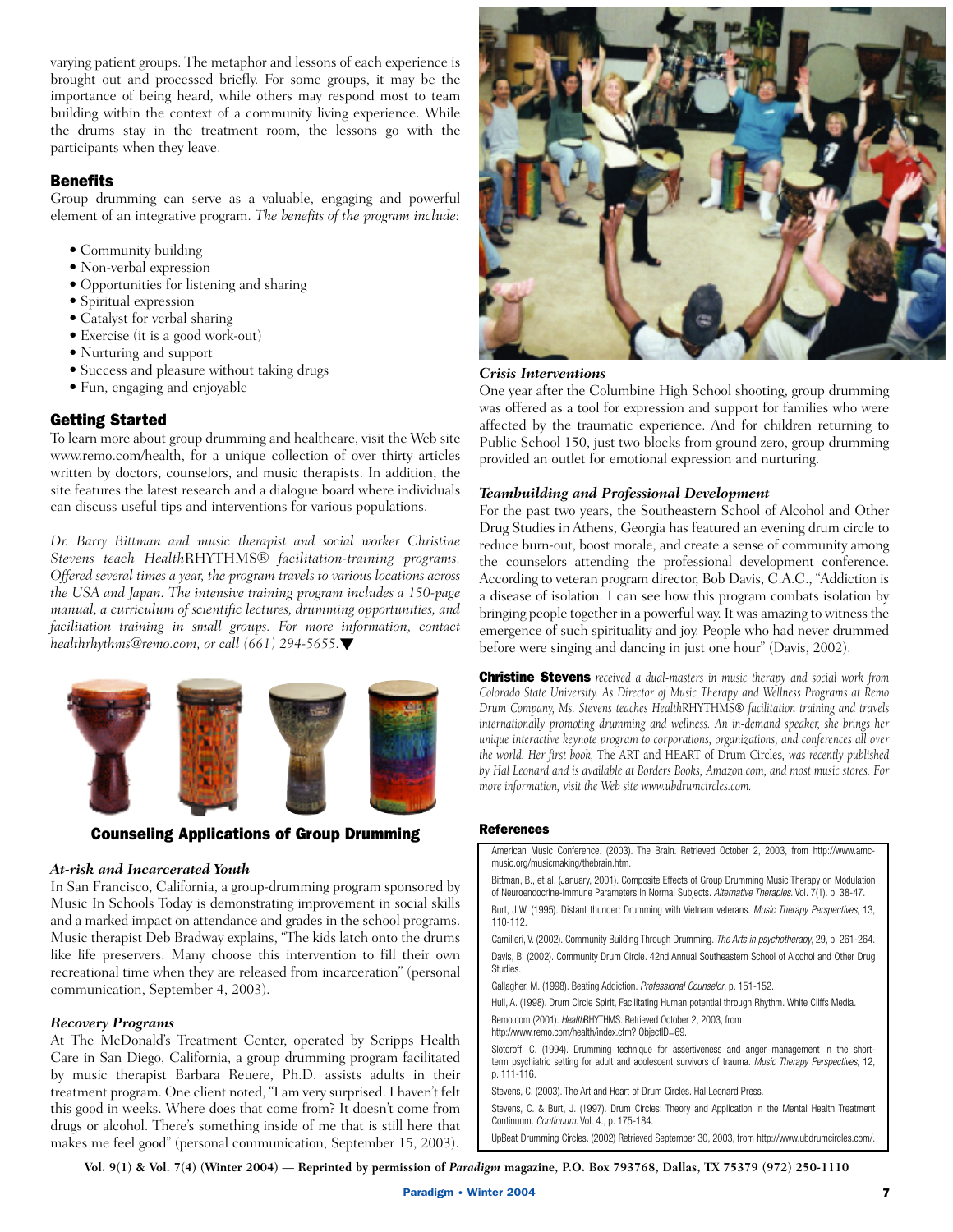varying patient groups. The metaphor and lessons of each experience is brought out and processed briefly. For some groups, it may be the importance of being heard, while others may respond most to team building within the context of a community living experience. While the drums stay in the treatment room, the lessons go with the participants when they leave.

## Benefits

Group drumming can serve as a valuable, engaging and powerful element of an integrative program. *The benefits of the program include:*

- Community building
- Non-verbal expression
- Opportunities for listening and sharing
- Spiritual expression
- Catalyst for verbal sharing
- Exercise (it is a good work-out)
- Nurturing and support
- Success and pleasure without taking drugs
- Fun, engaging and enjoyable

## Getting Started

To learn more about group drumming and healthcare, visit the Web site www.remo.com/health, for a unique collection of over thirty articles written by doctors, counselors, and music therapists. In addition, the site features the latest research and a dialogue board where individuals can discuss useful tips and interventions for various populations.

*Dr. Barry Bittman and music therapist and social worker Christine Stevens teach Health*RHYTHMS® *facilitation-training programs. Offered several times a year, the program travels to various locations across the USA and Japan. The intensive training program includes a 150-page manual, a curriculum of scientific lectures, drumming opportunities, and facilitation training in small groups. For more information, contact healthrhythms@remo.com, or call (661) 294-5655.*▼

## Counseling Applications of Group Drumming

### *At-risk and Incarcerated Youth*

In San Francisco, California, a group-drumming program sponsored by Music In Schools Today is demonstrating improvement in social skills and a marked impact on attendance and grades in the school programs. Music therapist Deb Bradway explains, "The kids latch onto the drums like life preservers. Many choose this intervention to fill their own recreational time when they are released from incarceration" (personal communication, September 4, 2003).

### *Recovery Programs*

At The McDonald's Treatment Center, operated by Scripps Health Care in San Diego, California, a group drumming program facilitated by music therapist Barbara Reuere, Ph.D. assists adults in their treatment program. One client noted, "I am very surprised. I haven't felt this good in weeks. Where does that come from? It doesn't come from drugs or alcohol. There's something inside of me that is still here that makes me feel good" (personal communication, September 15, 2003).

### *Crisis Interventions*

One year after the Columbine High School shooting, group drumming was offered as a tool for expression and support for families who were affected by the traumatic experience. And for children returning to Public School 150, just two blocks from ground zero, group drumming provided an outlet for emotional expression and nurturing.

### *Teambuilding and Professional Development*

For the past two years, the Southeastern School of Alcohol and Other Drug Studies in Athens, Georgia has featured an evening drum circle to reduce burn-out, boost morale, and create a sense of community among the counselors attending the professional development conference. According to veteran program director, Bob Davis, C.A.C., "Addiction is a disease of isolation. I can see how this program combats isolation by bringing people together in a powerful way. It was amazing to witness the emergence of such spirituality and joy. People who had never drummed before were singing and dancing in just one hour" (Davis, 2002).

**Christine Stevens** *received a dual-masters in music therapy and social work from Colorado State University. As Director of Music Therapy and Wellness Programs at Remo Drum Company, Ms. Stevens teaches Health*RHYTHMS® *facilitation training and travels internationally promoting drumming and wellness. An in-demand speaker, she brings her unique interactive keynote program to corporations, organizations, and conferences all over the world. Her first book,* The ART and HEART of Drum Circles, *was recently published by Hal Leonard and is available at Borders Books, Amazon.com, and most music stores. For more information, visit the Web site www.ubdrumcircles.com.*

## References

American Music Conference. (2003). The Brain. Retrieved October 2, 2003, from http://www.amc-music.org/musicmaking/thebrain.htm.

Bittman, B., et al. (January, 2001). Composite Effects of Group Drumming Music Therapy on Modulation of Neuroendocrine-Immune Parameters in Normal Subjects. *Alternative Therapies*. Vol. 7(1). p. 38-47.

Burt, J.W. (1995). Distant thunder: Drumming with Vietnam veterans. *Music Therapy Perspectives*, 13, 110-112.

Camilleri, V. (2002). Community Building Through Drumming. *The Arts in psychotherapy*, 29, p. 261-264.

Davis, B. (2002). Community Drum Circle. 42nd Annual Southeastern School of Alcohol and Other Drug Studies.

Gallagher, M. (1998). Beating Addiction. *Professional Counselor*. p. 151-152.

Hull, A. (1998). Drum Circle Spirit, Facilitating Human potential through Rhythm. White Cliffs Media.

Remo.com (2001). *Health*RHYTHMS. Retrieved October 2, 2003, from http://www.remo.com/health/index.cfm? ObjectID=69.

Slotoroff, C. (1994). Drumming technique for assertiveness and anger management in the short-term psychiatric setting for adult and adolescent survivors of trauma. *Music Therapy Perspectives*, 12, p. 111-116.

Stevens, C. (2003). The Art and Heart of Drum Circles. Hal Leonard Press.

Stevens, C. & Burt, J. (1997). Drum Circles: Theory and Application in the Mental Health Treatment Continuum. *Continuum*. Vol. 4., p. 175-184.

UpBeat Drumming Circles. (2002) Retrieved September 30, 2003, from http://www.ubdrumcircles.com/.

**Vol. 9(1) & Vol. 7(4) (Winter 2004) — Reprinted by permission of *Paradigm* magazine, P.O. Box 793768, Dallas, TX 75379 (972) 250-1110**